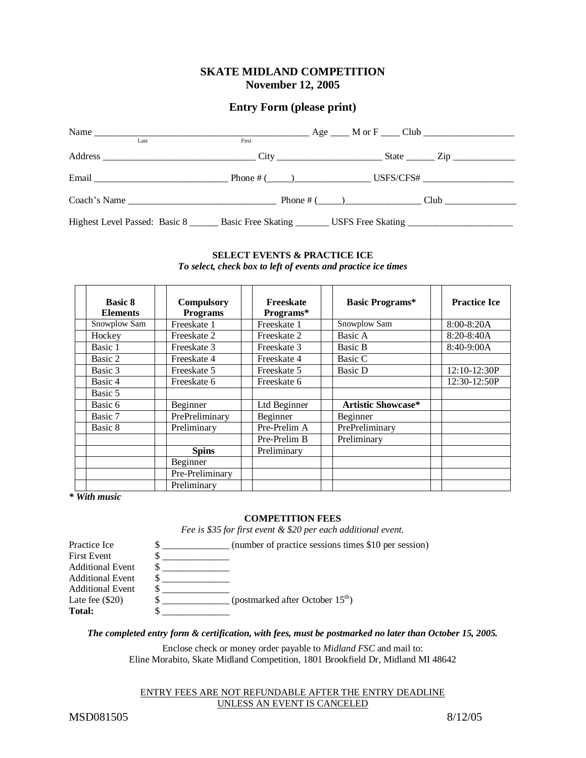## SKATE MIDLAND COMPETITION
## November 12, 2005

### Entry Form (please print)

Name ______________________________________________ Age ____ M or F ____ Club ___________________
Last First

Address ________________________________ City ______________________ State ______ Zip _____________

Email ____________________________ Phone # (_____)________________ USFS/CFS# ___________________

Coach's Name _______________________________ Phone # (_____)________________ Club _______________

Highest Level Passed: Basic 8 ______ Basic Free Skating _______ USFS Free Skating ______________________

**SELECT EVENTS & PRACTICE ICE**

*To select, check box to left of events and practice ice times*

| | Basic 8 Elements | | Compulsory Programs | | Freeskate Programs* | | Basic Programs* | | Practice Ice |
|---|---|---|---|---|---|---|---|---|---|
| | Snowplow Sam | | Freeskate 1 | | Freeskate 1 | | Snowplow Sam | | 8:00-8:20A |
| | Hockey | | Freeskate 2 | | Freeskate 2 | | Basic A | | 8:20-8:40A |
| | Basic 1 | | Freeskate 3 | | Freeskate 3 | | Basic B | | 8:40-9:00A |
| | Basic 2 | | Freeskate 4 | | Freeskate 4 | | Basic C | | |
| | Basic 3 | | Freeskate 5 | | Freeskate 5 | | Basic D | | 12:10-12:30P |
| | Basic 4 | | Freeskate 6 | | Freeskate 6 | | | | 12:30-12:50P |
| | Basic 5 | | | | | | | | |
| | Basic 6 | | Beginner | | Ltd Beginner | | **Artistic Showcase*** | | |
| | Basic 7 | | PrePreliminary | | Beginner | | Beginner | | |
| | Basic 8 | | Preliminary | | Pre-Prelim A | | PrePreliminary | | |
| | | | | | Pre-Prelim B | | Preliminary | | |
| | | | **Spins** | | Preliminary | | | | |
| | | | Beginner | | | | | | |
| | | | Pre-Preliminary | | | | | | |
| | | | Preliminary | | | | | | |

***\* With music***

**COMPETITION FEES**

*Fee is $35 for first event & $20 per each additional event.*

Practice Ice $ _____________ (number of practice sessions times $10 per session)
First Event $ _____________
Additional Event $ _____________
Additional Event $ _____________
Additional Event $ _____________
Late fee ($20) $ _____________ (postmarked after October 15th)
**Total:** $ _____________

***The completed entry form & certification, with fees, must be postmarked no later than October 15, 2005.***

Enclose check or money order payable to *Midland FSC* and mail to:
Eline Morabito, Skate Midland Competition, 1801 Brookfield Dr, Midland MI 48642

ENTRY FEES ARE NOT REFUNDABLE AFTER THE ENTRY DEADLINE
UNLESS AN EVENT IS CANCELED

MSD081505 8/12/05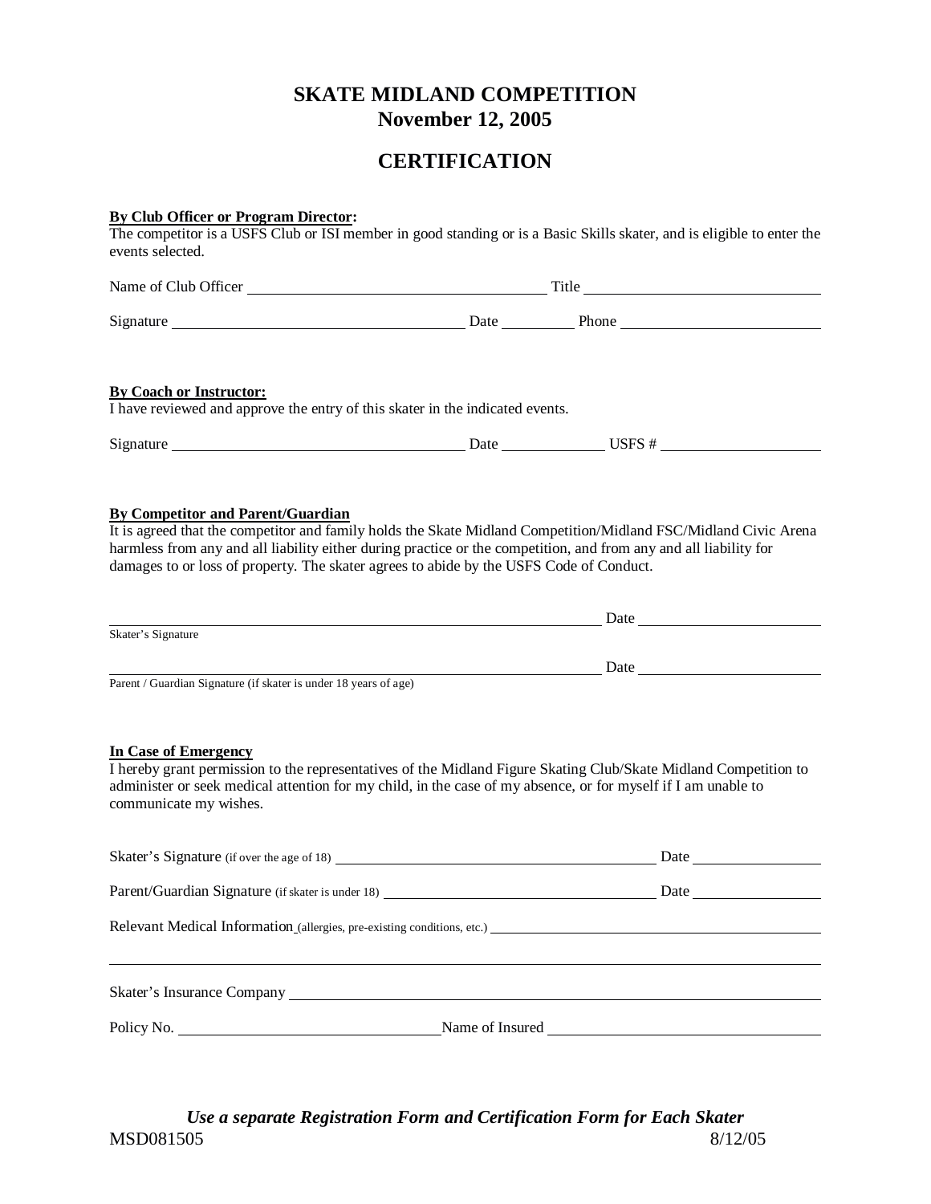# SKATE MIDLAND COMPETITION
# November 12, 2005

## CERTIFICATION

**By Club Officer or Program Director:**
The competitor is a USFS Club or ISI member in good standing or is a Basic Skills skater, and is eligible to enter the events selected.

Name of Club Officer ______________________________ Title ______________________________

Signature ______________________________ Date __________ Phone ______________________________

**By Coach or Instructor:**
I have reviewed and approve the entry of this skater in the indicated events.

Signature ______________________________ Date __________ USFS # ______________________________

**By Competitor and Parent/Guardian**
It is agreed that the competitor and family holds the Skate Midland Competition/Midland FSC/Midland Civic Arena harmless from any and all liability either during practice or the competition, and from any and all liability for damages to or loss of property. The skater agrees to abide by the USFS Code of Conduct.

______________________________________________ Date ______________________________
Skater's Signature

______________________________________________ Date ______________________________
Parent / Guardian Signature (if skater is under 18 years of age)

**In Case of Emergency**
I hereby grant permission to the representatives of the Midland Figure Skating Club/Skate Midland Competition to administer or seek medical attention for my child, in the case of my absence, or for myself if I am unable to communicate my wishes.

Skater's Signature (if over the age of 18) ______________________________ Date __________

Parent/Guardian Signature (if skater is under 18) ______________________________ Date __________

Relevant Medical Information (allergies, pre-existing conditions, etc.) ______________________________

______________________________________________________________________________

Skater's Insurance Company ______________________________________________

Policy No. ______________________________ Name of Insured ______________________________

***Use a separate Registration Form and Certification Form for Each Skater***

MSD081505 8/12/05